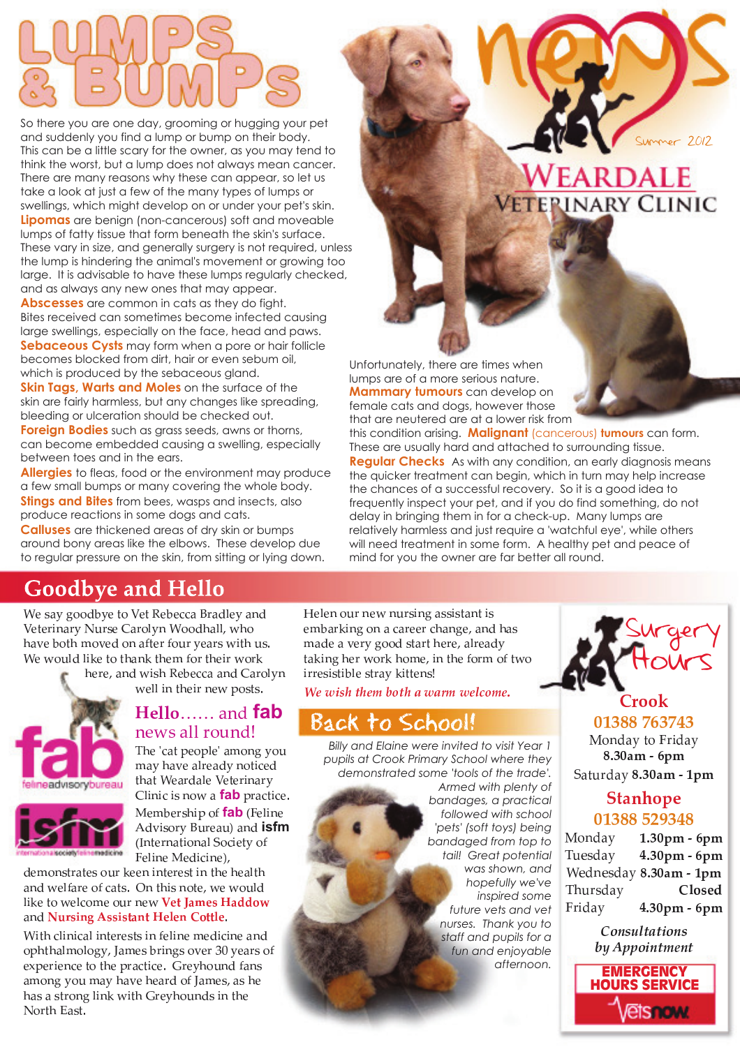# LUMPS & BUMPS

news

Summer 2012

**WEARDALE VETERINARY CLINIC**

So there you are one day, grooming or hugging your pet and suddenly you find a lump or bump on their body. This can be a little scary for the owner, as you may tend to think the worst, but a lump does not always mean cancer. There are many reasons why these can appear, so let us take a look at just a few of the many types of lumps or swellings, which might develop on or under your pet's skin.

**Lipomas** are benign (non-cancerous) soft and moveable lumps of fatty tissue that form beneath the skin's surface. These vary in size, and generally surgery is not required, unless the lump is hindering the animal's movement or growing too large. It is advisable to have these lumps regularly checked, and as always any new ones that may appear.

**Abscesses** are common in cats as they do fight. Bites received can sometimes become infected causing large swellings, especially on the face, head and paws.

**Sebaceous Cysts** may form when a pore or hair follicle becomes blocked from dirt, hair or even sebum oil, which is produced by the sebaceous gland.

**Skin Tags, Warts and Moles** on the surface of the skin are fairly harmless, but any changes like spreading, bleeding or ulceration should be checked out.

**Foreign Bodies** such as grass seeds, awns or thorns, can become embedded causing a swelling, especially between toes and in the ears.

**Allergies** to fleas, food or the environment may produce a few small bumps or many covering the whole body.

**Stings and Bites** from bees, wasps and insects, also produce reactions in some dogs and cats.

**Calluses** are thickened areas of dry skin or bumps around bony areas like the elbows. These develop due to regular pressure on the skin, from sitting or lying down.

Unfortunately, there are times when lumps are of a more serious nature.

**Mammary tumours** can develop on female cats and dogs, however those that are neutered are at a lower risk from this condition arising. **Malignant** (cancerous) **tumours** can form. These are usually hard and attached to surrounding tissue.

**Regular Checks** As with any condition, an early diagnosis means the quicker treatment in turn can begin, which in turn may help increase the chances of a successful recovery. So it is a good idea to frequently inspect your pet, and if you do find something, do not delay in bringing them in for a check-up. Many lumps are relatively harmless and just require a 'watchful eye', while others will need treatment in some form. A healthy pet and peace of mind for you the owner are far better all round.

## Goodbye and Hello

We say goodbye to Vet Rebecca Bradley and Veterinary Nurse Carolyn Woodhall, who have both moved on after four years with us. We would like to thank them for their work here, and wish Rebecca and Carolyn well in their new posts.

### Hello...... and fab news all round!

The 'cat people' among you may have already noticed that Weardale Veterinary Clinic is now a **fab** practice. Membership of **fab** (Feline Advisory Bureau) and **isfm** (International Society of Feline Medicine), demonstrates our keen interest in the health and welfare of cats. On this note, we would like to welcome our new **Vet James Haddow** and **Nursing Assistant Helen Cottle**.

With clinical interests in feline medicine and ophthalmology, James brings over 30 years of experience to the practice. Greyhound fans among you may have heard of James, as he has a strong link with Greyhounds in the North East.

Helen our new nursing assistant is embarking on a career change, and has made a very good start here, already taking her work home, in the form of two irresistible stray kittens!

*We wish them both a warm welcome.*

## Back to School!

*Billy and Elaine were invited to visit Year 1 pupils at Crook Primary School where they demonstrated some 'tools of the trade'. Armed with plenty of bandages, a practical followed with school 'pets' (soft toys) being bandaged from top to tail! Great potential was shown, and hopefully we've inspired some future vets and vet nurses. Thank you to staff and pupils for a fun and enjoyable afternoon.*

## Surgery Hours

### Crook
**01388 763743**

Monday to Friday **8.30am - 6pm**
Saturday **8.30am - 1pm**

### Stanhope
**01388 529348**

| Day | Hours |
| --- | --- |
| Monday | 1.30pm - 6pm |
| Tuesday | 4.30pm - 6pm |
| Wednesday | 8.30am - 1pm |
| Thursday | Closed |
| Friday | 4.30pm - 6pm |

*Consultations by Appointment*

**EMERGENCY HOURS SERVICE**

Vetsnow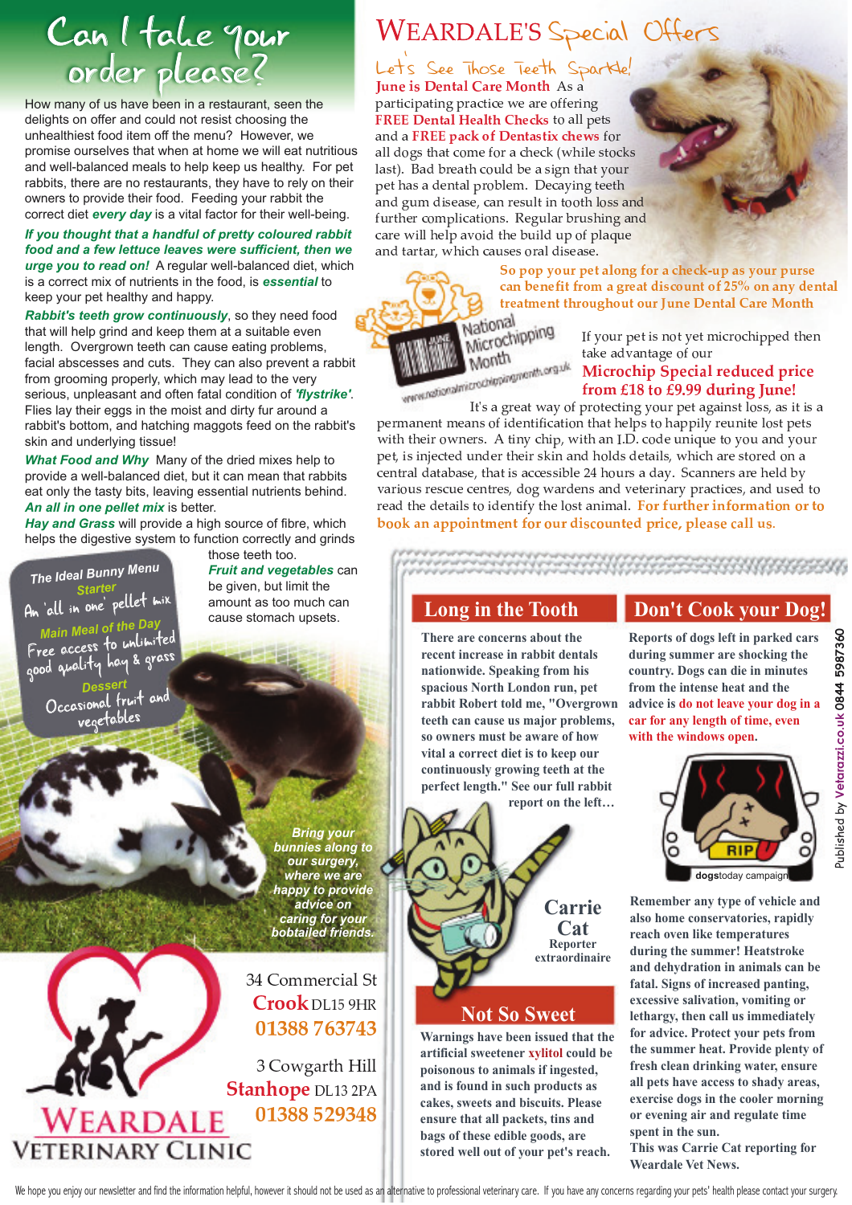# Can I take your order please?

How many of us have been in a restaurant, seen the delights on offer and could not resist choosing the unhealthiest food item off the menu? However, we promise ourselves that when at home we will eat nutritious and well-balanced meals to help keep us healthy. For pet rabbits, there are no restaurants, they have to rely on their owners to provide their food. Feeding your rabbit the correct diet ***every day*** is a vital factor for their well-being.

***If you thought that a handful of pretty coloured rabbit food and a few lettuce leaves were sufficient, then we urge you to read on!*** A regular well-balanced diet, which is a correct mix of nutrients in the food, is ***essential*** to keep your pet healthy and happy.

***Rabbit's teeth grow continuously***, so they need food that will help grind and keep them at a suitable even length. Overgrown teeth can cause eating problems, facial abscesses and cuts. They can also prevent a rabbit from grooming properly, which may lead to the very serious, unpleasant and often fatal condition of ***'flystrike'***. Flies lay their eggs in the moist and dirty fur around a rabbit's bottom, and hatching maggots feed on the rabbit's skin and underlying tissue!

***What Food and Why*** Many of the dried mixes help to provide a well-balanced diet, but it can mean that rabbits eat only the tasty bits, leaving essential nutrients behind. ***An all in one pellet mix*** is better.

***Hay and Grass*** will provide a high source of fibre, which helps the digestive system to function correctly and grinds those teeth too.

***Fruit and vegetables*** can be given, but limit the amount as too much can cause stomach upsets.

**The Ideal Bunny Menu**

**Starter**
An 'all in one' pellet mix

**Main Meal of the Day**
Free access to unlimited good quality hay & grass

**Dessert**
Occasional fruit and vegetables

***Bring your bunnies along to our surgery, where we are happy to provide advice on caring for your bobtailed friends.***

34 Commercial St
**Crook** DL15 9HR
**01388 763743**

3 Cowgarth Hill
**Stanhope** DL13 2PA
**01388 529348**

**WEARDALE VETERINARY CLINIC**

# WEARDALE'S Special Offers

## Let's See Those Teeth Sparkle!

**June is Dental Care Month** As a participating practice we are offering **FREE Dental Health Checks** to all pets and a **FREE pack of Dentastix chews** for all dogs that come for a check (while stocks last). Bad breath could be a sign that your pet has a dental problem. Decaying teeth and gum disease, can result in tooth loss and further complications. Regular brushing and care will help avoid the build up of plaque and tartar, which causes oral disease.

**So pop your pet along for a check-up as your purse can benefit from a great discount of 25% on any dental treatment throughout our June Dental Care Month**

National Microchipping Month
www.nationalmicrochippingmonth.org.uk

If your pet is not yet microchipped then take advantage of our **Microchip Special reduced price from £18 to £9.99 during June!**

It's a great way of protecting your pet against loss, as it is a permanent means of identification that helps to happily reunite lost pets with their owners. A tiny chip, with an I.D. code unique to you and your pet, is injected under their skin and holds details, which are stored on a central database, that is accessible 24 hours a day. Scanners are held by various rescue centres, dog wardens and veterinary practices, and used to read the details to identify the lost animal. **For further information or to book an appointment for our discounted price, please call us.**

## Long in the Tooth

**There are concerns about the recent increase in rabbit dentals nationwide. Speaking from his spacious North London run, pet rabbit Robert told me, "Overgrown teeth can cause us major problems, so owners must be aware of how vital a correct diet is to keep our continuously growing teeth at the perfect length." See our full rabbit report on the left…**

**Carrie Cat**
Reporter extraordinaire

## Not So Sweet

**Warnings have been issued that the artificial sweetener xylitol could be poisonous to animals if ingested, and is found in such products as cakes, sweets and biscuits. Please ensure that all packets, tins and bags of these edible goods, are stored well out of your pet's reach.**

## Don't Cook your Dog!

**Reports of dogs left in parked cars during summer are shocking the country. Dogs can die in minutes from the intense heat and the advice is do not leave your dog in a car for any length of time, even with the windows open.**

RIP
dogstoday campaign

**Remember any type of vehicle and also home conservatories, rapidly reach oven like temperatures during the summer! Heatstroke and dehydration in animals can be fatal. Signs of increased panting, excessive salivation, vomiting or lethargy, then call us immediately for advice. Protect your pets from the summer heat. Provide plenty of fresh clean drinking water, ensure all pets have access to shady areas, exercise dogs in the cooler morning or evening air and regulate time spent in the sun.**

**This was Carrie Cat reporting for Weardale Vet News.**

Published by Vetarazzi.co.uk 0844 5987360

We hope you enjoy our newsletter and find the information helpful, however it should not be used as an alternative to professional veterinary care. If you have any concerns regarding your pets' health please contact your surgery.